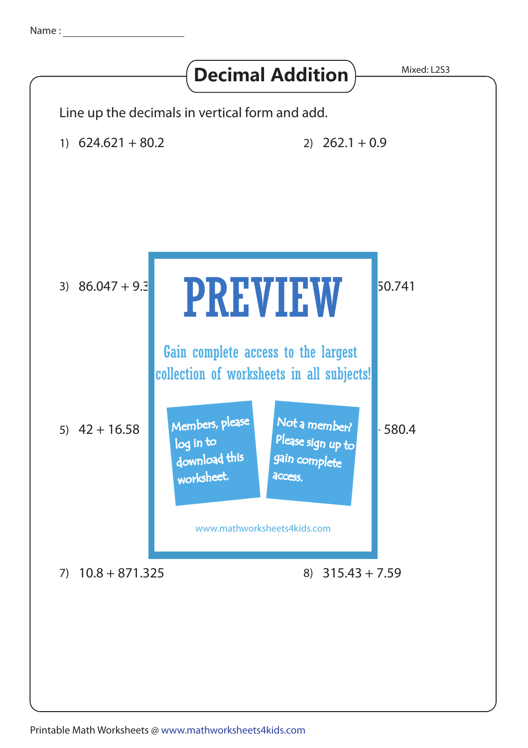Name : ____________________

# Decimal Addition

Mixed: L2S3

Line up the decimals in vertical form and add.

1) 624.621 + 80.2

2) 262.1 + 0.9

3) 86.047 + 9.3

50.741

5) 42 + 16.58

580.4

PREVIEW

Gain complete access to the largest collection of worksheets in all subjects!

Members, please log in to download this worksheet.

Not a member? Please sign up to gain complete access.

www.mathworksheets4kids.com

7) 10.8 + 871.325

8) 315.43 + 7.59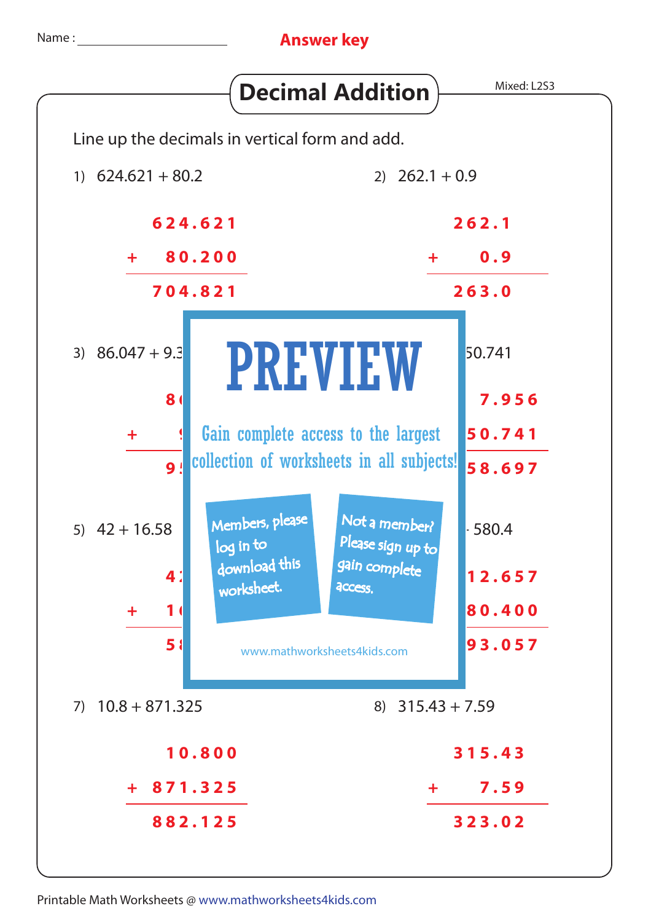Name : ____________________

**Answer key**

# Decimal Addition

Mixed: L2S3

Line up the decimals in vertical form and add.

1) 624.621 + 80.2

```
  624.621
+  80.200
---------
  704.821
```

2) 262.1 + 0.9

```
  262.1
+   0.9
-------
  263.0
```

3) 86.047 + 9.3

```
  8
+   9
-------
  9
```

4) 50.741

```
   7.956
  50.741
--------
  58.697
```

5) 42 + 16.58

```
  4
+ 1
-----
  5
```

6) 580.4

```
  12.657
  80.400
--------
  93.057
```

PREVIEW

Gain complete access to the largest collection of worksheets in all subjects!

Members, please log in to download this worksheet.

Not a member? Please sign up to gain complete access.

www.mathworksheets4kids.com

7) 10.8 + 871.325

```
   10.800
+ 871.325
---------
  882.125
```

8) 315.43 + 7.59

```
  315.43
+   7.59
--------
  323.02
```

Printable Math Worksheets @ www.mathworksheets4kids.com